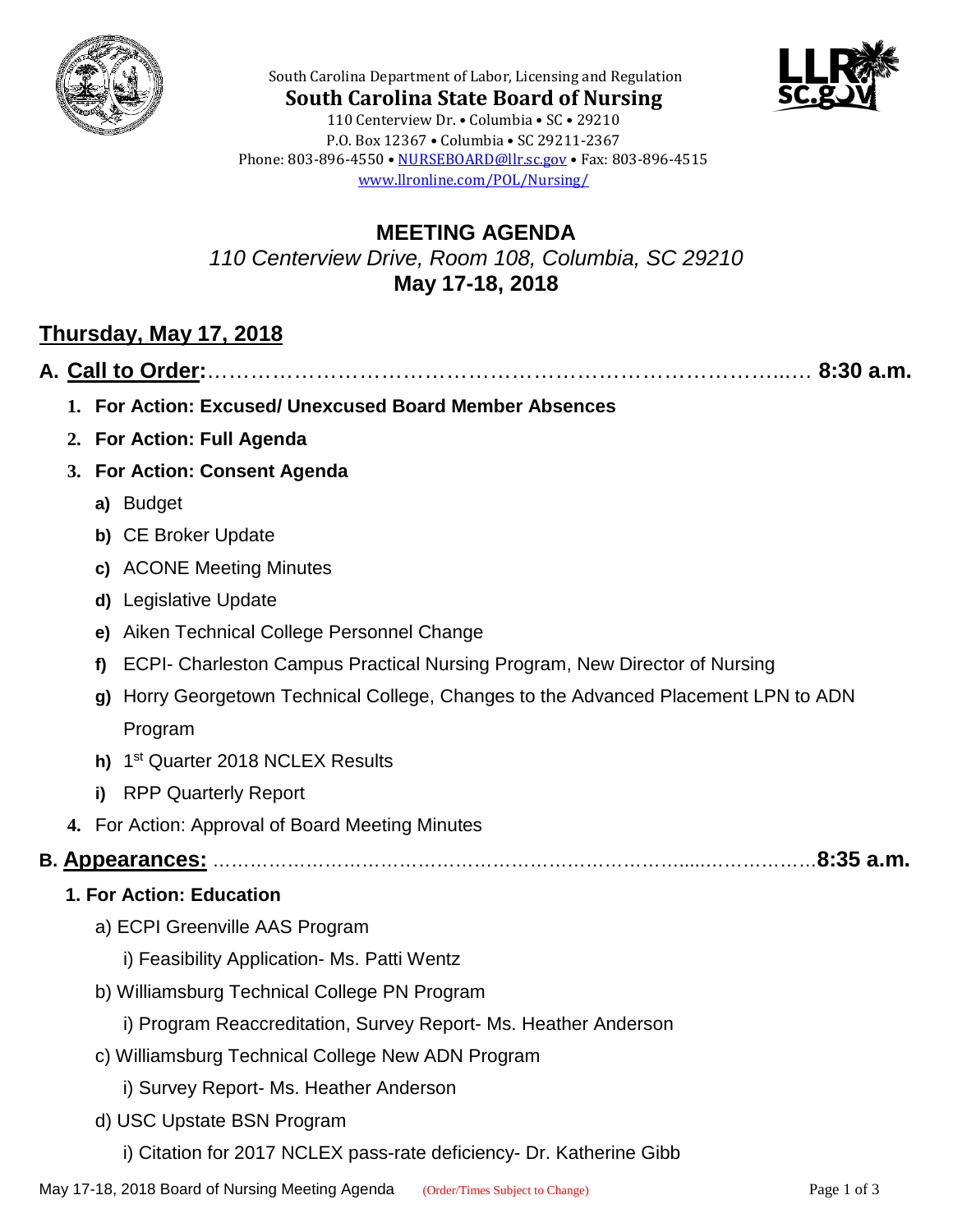South Carolina Department of Labor, Licensing and Regulation

**South Carolina State Board of Nursing**

110 Centerview Dr. • Columbia • SC • 29210
P.O. Box 12367 • Columbia • SC 29211-2367
Phone: 803-896-4550 • NURSEBOARD@llr.sc.gov • Fax: 803-896-4515
www.llronline.com/POL/Nursing/

# MEETING AGENDA

*110 Centerview Drive, Room 108, Columbia, SC 29210*

**May 17-18, 2018**

## Thursday, May 17, 2018

### A. Call to Order:………………………………………………………………… 8:30 a.m.

1. **For Action: Excused/ Unexcused Board Member Absences**
2. **For Action: Full Agenda**
3. **For Action: Consent Agenda**
   - **a)** Budget
   - **b)** CE Broker Update
   - **c)** ACONE Meeting Minutes
   - **d)** Legislative Update
   - **e)** Aiken Technical College Personnel Change
   - **f)** ECPI- Charleston Campus Practical Nursing Program, New Director of Nursing
   - **g)** Horry Georgetown Technical College, Changes to the Advanced Placement LPN to ADN Program
   - **h)** 1st Quarter 2018 NCLEX Results
   - **i)** RPP Quarterly Report
4. For Action: Approval of Board Meeting Minutes

### B. Appearances: ………………………………………………………………8:35 a.m.

**1. For Action: Education**

- a) ECPI Greenville AAS Program
  - i) Feasibility Application- Ms. Patti Wentz
- b) Williamsburg Technical College PN Program
  - i) Program Reaccreditation, Survey Report- Ms. Heather Anderson
- c) Williamsburg Technical College New ADN Program
  - i) Survey Report- Ms. Heather Anderson
- d) USC Upstate BSN Program
  - i) Citation for 2017 NCLEX pass-rate deficiency- Dr. Katherine Gibb

(Order/Times Subject to Change)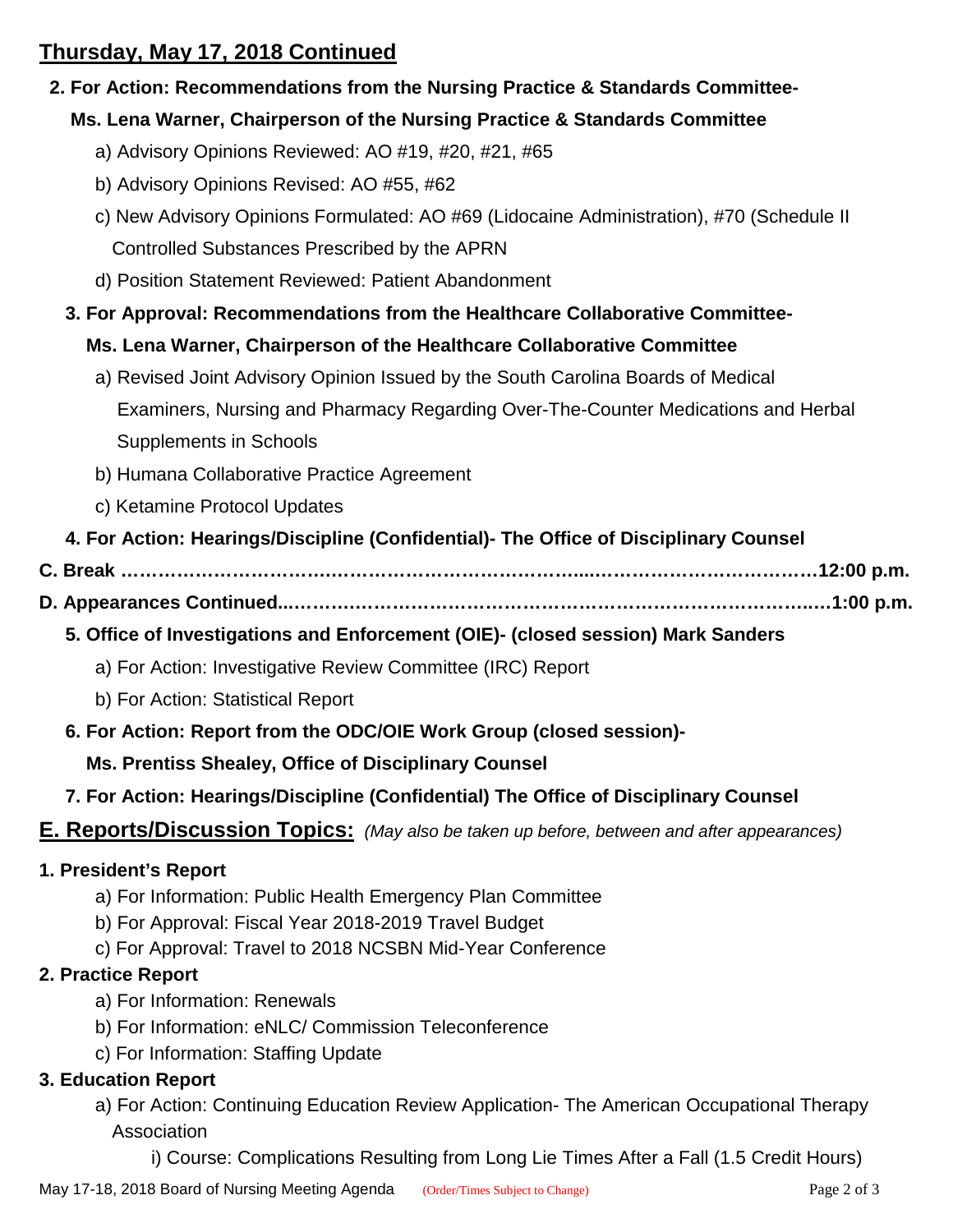## Thursday, May 17, 2018 Continued

**2. For Action: Recommendations from the Nursing Practice & Standards Committee- Ms. Lena Warner, Chairperson of the Nursing Practice & Standards Committee**

- a) Advisory Opinions Reviewed: AO #19, #20, #21, #65
- b) Advisory Opinions Revised: AO #55, #62
- c) New Advisory Opinions Formulated: AO #69 (Lidocaine Administration), #70 (Schedule II Controlled Substances Prescribed by the APRN
- d) Position Statement Reviewed: Patient Abandonment

**3. For Approval: Recommendations from the Healthcare Collaborative Committee- Ms. Lena Warner, Chairperson of the Healthcare Collaborative Committee**

- a) Revised Joint Advisory Opinion Issued by the South Carolina Boards of Medical Examiners, Nursing and Pharmacy Regarding Over-The-Counter Medications and Herbal Supplements in Schools
- b) Humana Collaborative Practice Agreement
- c) Ketamine Protocol Updates

**4. For Action: Hearings/Discipline (Confidential)- The Office of Disciplinary Counsel**

**C. Break ……………………………………………………………………………………12:00 p.m.**

**D. Appearances Continued……………………………………………………………………1:00 p.m.**

**5. Office of Investigations and Enforcement (OIE)- (closed session) Mark Sanders**

- a) For Action: Investigative Review Committee (IRC) Report
- b) For Action: Statistical Report

**6. For Action: Report from the ODC/OIE Work Group (closed session)- Ms. Prentiss Shealey, Office of Disciplinary Counsel**

**7. For Action: Hearings/Discipline (Confidential) The Office of Disciplinary Counsel**

## E. Reports/Discussion Topics: *(May also be taken up before, between and after appearances)*

**1. President's Report**

- a) For Information: Public Health Emergency Plan Committee
- b) For Approval: Fiscal Year 2018-2019 Travel Budget
- c) For Approval: Travel to 2018 NCSBN Mid-Year Conference

**2. Practice Report**

- a) For Information: Renewals
- b) For Information: eNLC/ Commission Teleconference
- c) For Information: Staffing Update

**3. Education Report**

- a) For Action: Continuing Education Review Application- The American Occupational Therapy Association
  - i) Course: Complications Resulting from Long Lie Times After a Fall (1.5 Credit Hours)

May 17-18, 2018 Board of Nursing Meeting Agenda (Order/Times Subject to Change)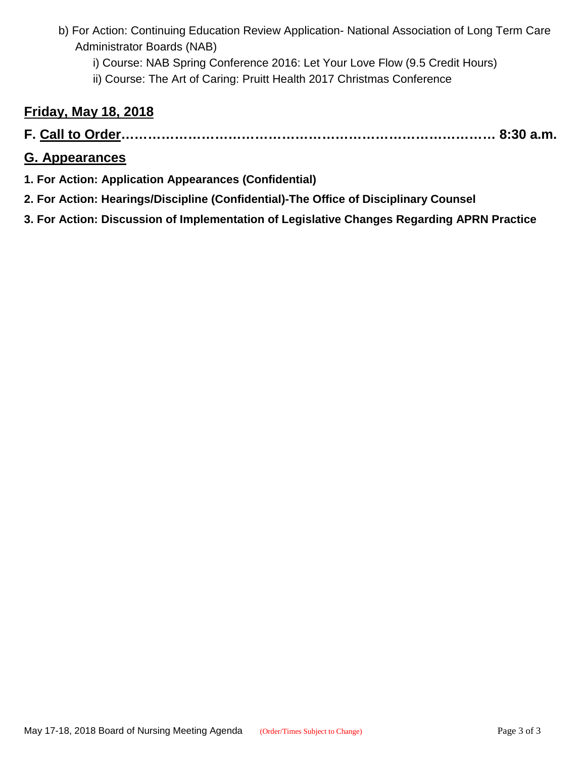b) For Action: Continuing Education Review Application- National Association of Long Term Care Administrator Boards (NAB)

   i) Course: NAB Spring Conference 2016: Let Your Love Flow (9.5 Credit Hours)

   ii) Course: The Art of Caring: Pruitt Health 2017 Christmas Conference

## Friday, May 18, 2018

**F. Call to Order……………………………………………………………………… 8:30 a.m.**

## G. Appearances

**1. For Action: Application Appearances (Confidential)**

**2. For Action: Hearings/Discipline (Confidential)-The Office of Disciplinary Counsel**

**3. For Action: Discussion of Implementation of Legislative Changes Regarding APRN Practice**